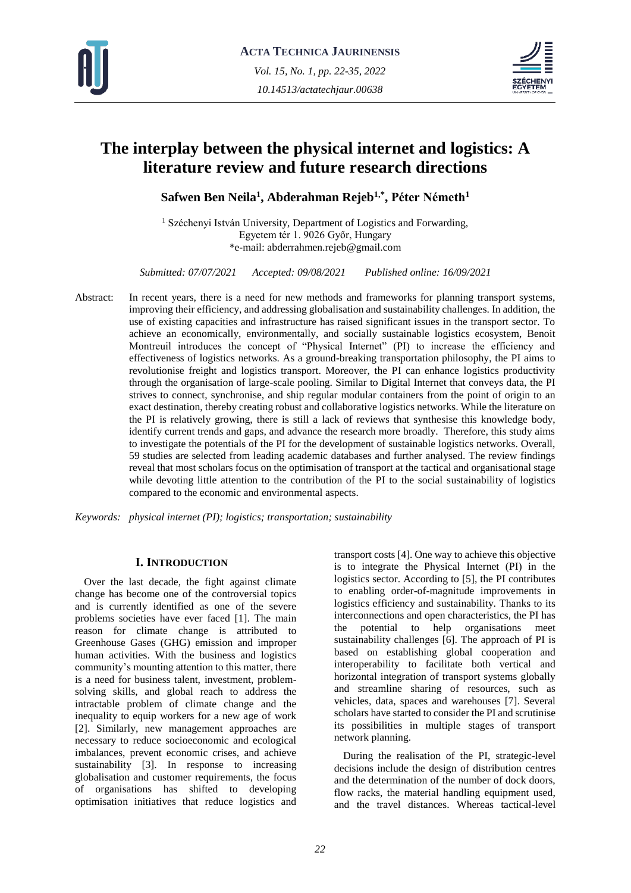# The interplay between the physical internet and logistics: A literature review and future research directions

**Safwen Ben Neila[1], Abderahman Rejeb[1,*], Péter Németh[1]**

[1] Széchenyi István University, Department of Logistics and Forwarding, Egyetem tér 1. 9026 Győr, Hungary
*e-mail: abderrahmen.rejeb@gmail.com

*Submitted: 07/07/2021 Accepted: 09/08/2021 Published online: 16/09/2021*

Abstract: In recent years, there is a need for new methods and frameworks for planning transport systems, improving their efficiency, and addressing globalisation and sustainability challenges. In addition, the use of existing capacities and infrastructure has raised significant issues in the transport sector. To achieve an economically, environmentally, and socially sustainable logistics ecosystem, Benoit Montreuil introduces the concept of "Physical Internet" (PI) to increase the efficiency and effectiveness of logistics networks. As a ground-breaking transportation philosophy, the PI aims to revolutionise freight and logistics transport. Moreover, the PI can enhance logistics productivity through the organisation of large-scale pooling. Similar to Digital Internet that conveys data, the PI strives to connect, synchronise, and ship regular modular containers from the point of origin to an exact destination, thereby creating robust and collaborative logistics networks. While the literature on the PI is relatively growing, there is still a lack of reviews that synthesise this knowledge body, identify current trends and gaps, and advance the research more broadly. Therefore, this study aims to investigate the potentials of the PI for the development of sustainable logistics networks. Overall, 59 studies are selected from leading academic databases and further analysed. The review findings reveal that most scholars focus on the optimisation of transport at the tactical and organisational stage while devoting little attention to the contribution of the PI to the social sustainability of logistics compared to the economic and environmental aspects.

*Keywords: physical internet (PI); logistics; transportation; sustainability*

## I. Introduction

Over the last decade, the fight against climate change has become one of the controversial topics and is currently identified as one of the severe problems societies have ever faced [1]. The main reason for climate change is attributed to Greenhouse Gases (GHG) emission and improper human activities. With the business and logistics community's mounting attention to this matter, there is a need for business talent, investment, problem-solving skills, and global reach to address the intractable problem of climate change and the inequality to equip workers for a new age of work [2]. Similarly, new management approaches are necessary to reduce socioeconomic and ecological imbalances, prevent economic crises, and achieve sustainability [3]. In response to increasing globalisation and customer requirements, the focus of organisations has shifted to developing optimisation initiatives that reduce logistics and transport costs [4]. One way to achieve this objective is to integrate the Physical Internet (PI) in the logistics sector. According to [5], the PI contributes to enabling order-of-magnitude improvements in logistics efficiency and sustainability. Thanks to its interconnections and open characteristics, the PI has the potential to help organisations meet sustainability challenges [6]. The approach of PI is based on establishing global cooperation and interoperability to facilitate both vertical and horizontal integration of transport systems globally and streamline sharing of resources, such as vehicles, data, spaces and warehouses [7]. Several scholars have started to consider the PI and scrutinise its possibilities in multiple stages of transport network planning.

During the realisation of the PI, strategic-level decisions include the design of distribution centres and the determination of the number of dock doors, flow racks, the material handling equipment used, and the travel distances. Whereas tactical-level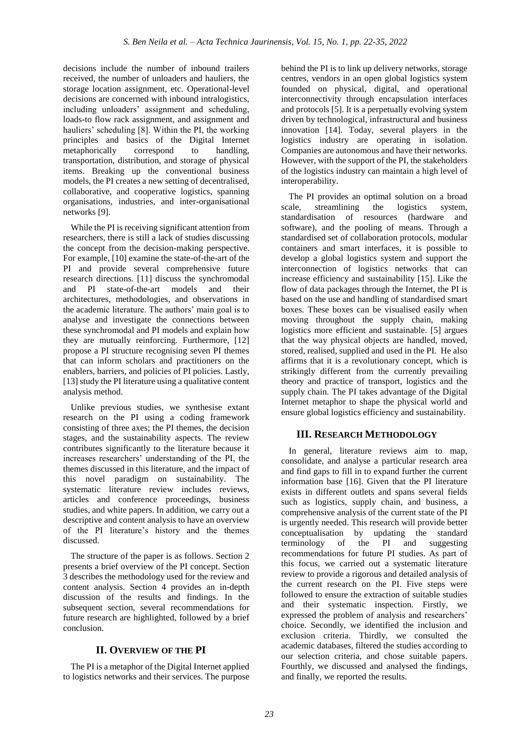decisions include the number of inbound trailers received, the number of unloaders and hauliers, the storage location assignment, etc. Operational-level decisions are concerned with inbound intralogistics, including unloaders' assignment and scheduling, loads-to flow rack assignment, and assignment and hauliers' scheduling [8]. Within the PI, the working principles and basics of the Digital Internet metaphorically correspond to handling, transportation, distribution, and storage of physical items. Breaking up the conventional business models, the PI creates a new setting of decentralised, collaborative, and cooperative logistics, spanning organisations, industries, and inter-organisational networks [9].

While the PI is receiving significant attention from researchers, there is still a lack of studies discussing the concept from the decision-making perspective. For example, [10] examine the state-of-the-art of the PI and provide several comprehensive future research directions. [11] discuss the synchromodal and PI state-of-the-art models and their architectures, methodologies, and observations in the academic literature. The authors' main goal is to analyse and investigate the connections between these synchromodal and PI models and explain how they are mutually reinforcing. Furthermore, [12] propose a PI structure recognising seven PI themes that can inform scholars and practitioners on the enablers, barriers, and policies of PI policies. Lastly, [13] study the PI literature using a qualitative content analysis method.

Unlike previous studies, we synthesise extant research on the PI using a coding framework consisting of three axes; the PI themes, the decision stages, and the sustainability aspects. The review contributes significantly to the literature because it increases researchers' understanding of the PI, the themes discussed in this literature, and the impact of this novel paradigm on sustainability. The systematic literature review includes reviews, articles and conference proceedings, business studies, and white papers. In addition, we carry out a descriptive and content analysis to have an overview of the PI literature's history and the themes discussed.

The structure of the paper is as follows. Section 2 presents a brief overview of the PI concept. Section 3 describes the methodology used for the review and content analysis. Section 4 provides an in-depth discussion of the results and findings. In the subsequent section, several recommendations for future research are highlighted, followed by a brief conclusion.

## II. Overview of the PI

The PI is a metaphor of the Digital Internet applied to logistics networks and their services. The purpose behind the PI is to link up delivery networks, storage centres, vendors in an open global logistics system founded on physical, digital, and operational interconnectivity through encapsulation interfaces and protocols [5]. It is a perpetually evolving system driven by technological, infrastructural and business innovation [14]. Today, several players in the logistics industry are operating in isolation. Companies are autonomous and have their networks. However, with the support of the PI, the stakeholders of the logistics industry can maintain a high level of interoperability.

The PI provides an optimal solution on a broad scale, streamlining the logistics system, standardisation of resources (hardware and software), and the pooling of means. Through a standardised set of collaboration protocols, modular containers and smart interfaces, it is possible to develop a global logistics system and support the interconnection of logistics networks that can increase efficiency and sustainability [15]. Like the flow of data packages through the Internet, the PI is based on the use and handling of standardised smart boxes. These boxes can be visualised easily when moving throughout the supply chain, making logistics more efficient and sustainable. [5] argues that the way physical objects are handled, moved, stored, realised, supplied and used in the PI. He also affirms that it is a revolutionary concept, which is strikingly different from the currently prevailing theory and practice of transport, logistics and the supply chain. The PI takes advantage of the Digital Internet metaphor to shape the physical world and ensure global logistics efficiency and sustainability.

## III. Research Methodology

In general, literature reviews aim to map, consolidate, and analyse a particular research area and find gaps to fill in to expand further the current information base [16]. Given that the PI literature exists in different outlets and spans several fields such as logistics, supply chain, and business, a comprehensive analysis of the current state of the PI is urgently needed. This research will provide better conceptualisation by updating the standard terminology of the PI and suggesting recommendations for future PI studies. As part of this focus, we carried out a systematic literature review to provide a rigorous and detailed analysis of the current research on the PI. Five steps were followed to ensure the extraction of suitable studies and their systematic inspection. Firstly, we expressed the problem of analysis and researchers' choice. Secondly, we identified the inclusion and exclusion criteria. Thirdly, we consulted the academic databases, filtered the studies according to our selection criteria, and chose suitable papers. Fourthly, we discussed and analysed the findings, and finally, we reported the results.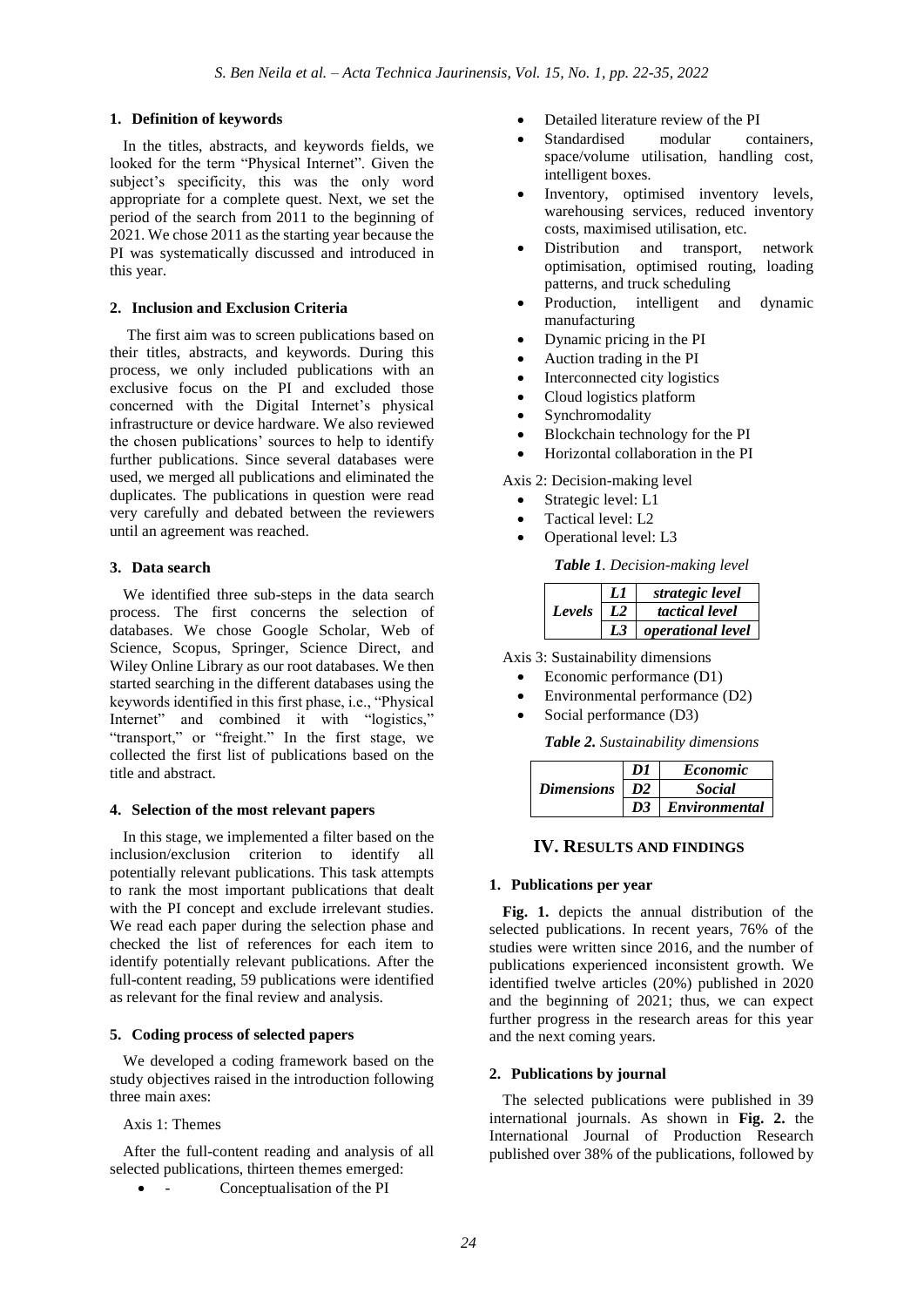### 1. Definition of keywords

In the titles, abstracts, and keywords fields, we looked for the term "Physical Internet". Given the subject's specificity, this was the only word appropriate for a complete quest. Next, we set the period of the search from 2011 to the beginning of 2021. We chose 2011 as the starting year because the PI was systematically discussed and introduced in this year.

### 2. Inclusion and Exclusion Criteria

The first aim was to screen publications based on their titles, abstracts, and keywords. During this process, we only included publications with an exclusive focus on the PI and excluded those concerned with the Digital Internet's physical infrastructure or device hardware. We also reviewed the chosen publications' sources to help to identify further publications. Since several databases were used, we merged all publications and eliminated the duplicates. The publications in question were read very carefully and debated between the reviewers until an agreement was reached.

### 3. Data search

We identified three sub-steps in the data search process. The first concerns the selection of databases. We chose Google Scholar, Web of Science, Scopus, Springer, Science Direct, and Wiley Online Library as our root databases. We then started searching in the different databases using the keywords identified in this first phase, i.e., "Physical Internet" and combined it with "logistics," "transport," or "freight." In the first stage, we collected the first list of publications based on the title and abstract.

### 4. Selection of the most relevant papers

In this stage, we implemented a filter based on the inclusion/exclusion criterion to identify all potentially relevant publications. This task attempts to rank the most important publications that dealt with the PI concept and exclude irrelevant studies. We read each paper during the selection phase and checked the list of references for each item to identify potentially relevant publications. After the full-content reading, 59 publications were identified as relevant for the final review and analysis.

### 5. Coding process of selected papers

We developed a coding framework based on the study objectives raised in the introduction following three main axes:

Axis 1: Themes

After the full-content reading and analysis of all selected publications, thirteen themes emerged:

- \- Conceptualisation of the PI
- Detailed literature review of the PI
- Standardised modular containers, space/volume utilisation, handling cost, intelligent boxes.
- Inventory, optimised inventory levels, warehousing services, reduced inventory costs, maximised utilisation, etc.
- Distribution and transport, network optimisation, optimised routing, loading patterns, and truck scheduling
- Production, intelligent and dynamic manufacturing
- Dynamic pricing in the PI
- Auction trading in the PI
- Interconnected city logistics
- Cloud logistics platform
- Synchromodality
- Blockchain technology for the PI
- Horizontal collaboration in the PI

Axis 2: Decision-making level

- Strategic level: L1
- Tactical level: L2
- Operational level: L3

***Table 1**. Decision-making level*

| | | |
|---|---|---|
| *Levels* | *L1* | *strategic level* |
| | *L2* | *tactical level* |
| | *L3* | *operational level* |

Axis 3: Sustainability dimensions

- Economic performance (D1)
- Environmental performance (D2)
- Social performance (D3)

***Table 2.** Sustainability dimensions*

| | | |
|---|---|---|
| *Dimensions* | *D1* | *Economic* |
| | *D2* | *Social* |
| | *D3* | *Environmental* |

## IV. RESULTS AND FINDINGS

### 1. Publications per year

**Fig. 1.** depicts the annual distribution of the selected publications. In recent years, 76% of the studies were written since 2016, and the number of publications experienced inconsistent growth. We identified twelve articles (20%) published in 2020 and the beginning of 2021; thus, we can expect further progress in the research areas for this year and the next coming years.

### 2. Publications by journal

The selected publications were published in 39 international journals. As shown in **Fig. 2.** the International Journal of Production Research published over 38% of the publications, followed by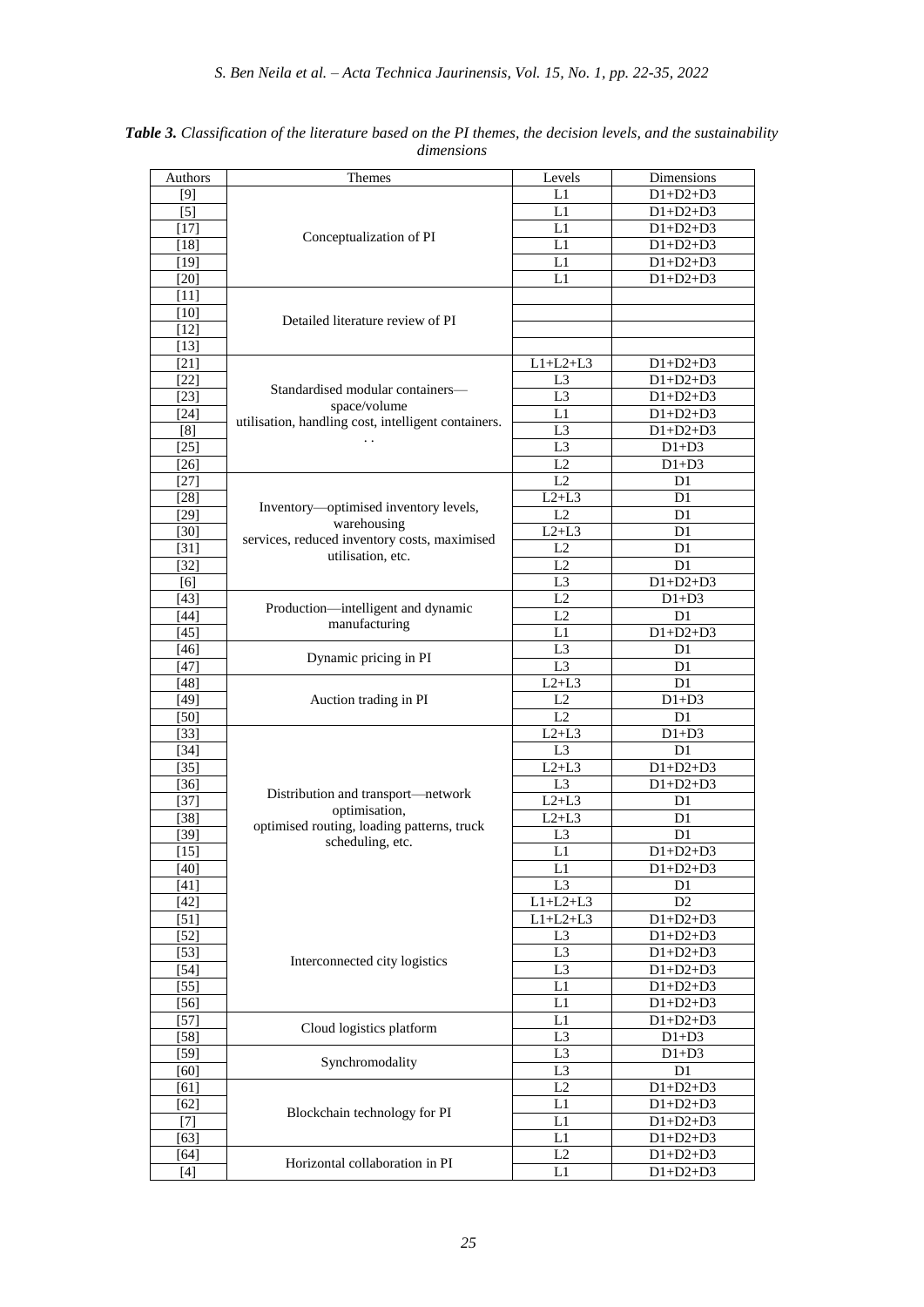***Table 3.*** *Classification of the literature based on the PI themes, the decision levels, and the sustainability dimensions*

| Authors | Themes | Levels | Dimensions |
|---|---|---|---|
| [9] | Conceptualization of PI | L1 | D1+D2+D3 |
| [5] | | L1 | D1+D2+D3 |
| [17] | | L1 | D1+D2+D3 |
| [18] | | L1 | D1+D2+D3 |
| [19] | | L1 | D1+D2+D3 |
| [20] | | L1 | D1+D2+D3 |
| [11] | Detailed literature review of PI | | |
| [10] | | | |
| [12] | | | |
| [13] | | | |
| [21] | Standardised modular containers—space/volume utilisation, handling cost, intelligent containers. . . | L1+L2+L3 | D1+D2+D3 |
| [22] | | L3 | D1+D2+D3 |
| [23] | | L3 | D1+D2+D3 |
| [24] | | L1 | D1+D2+D3 |
| [8] | | L3 | D1+D2+D3 |
| [25] | | L3 | D1+D3 |
| [26] | | L2 | D1+D3 |
| [27] | Inventory—optimised inventory levels, warehousing services, reduced inventory costs, maximised utilisation, etc. | L2 | D1 |
| [28] | | L2+L3 | D1 |
| [29] | | L2 | D1 |
| [30] | | L2+L3 | D1 |
| [31] | | L2 | D1 |
| [32] | | L2 | D1 |
| [6] | | L3 | D1+D2+D3 |
| [43] | Production—intelligent and dynamic manufacturing | L2 | D1+D3 |
| [44] | | L2 | D1 |
| [45] | | L1 | D1+D2+D3 |
| [46] | Dynamic pricing in PI | L3 | D1 |
| [47] | | L3 | D1 |
| [48] | Auction trading in PI | L2+L3 | D1 |
| [49] | | L2 | D1+D3 |
| [50] | | L2 | D1 |
| [33] | Distribution and transport—network optimisation, optimised routing, loading patterns, truck scheduling, etc. | L2+L3 | D1+D3 |
| [34] | | L3 | D1 |
| [35] | | L2+L3 | D1+D2+D3 |
| [36] | | L3 | D1+D2+D3 |
| [37] | | L2+L3 | D1 |
| [38] | | L2+L3 | D1 |
| [39] | | L3 | D1 |
| [15] | | L1 | D1+D2+D3 |
| [40] | | L1 | D1+D2+D3 |
| [41] | | L3 | D1 |
| [42] | | L1+L2+L3 | D2 |
| [51] | Interconnected city logistics | L1+L2+L3 | D1+D2+D3 |
| [52] | | L3 | D1+D2+D3 |
| [53] | | L3 | D1+D2+D3 |
| [54] | | L3 | D1+D2+D3 |
| [55] | | L1 | D1+D2+D3 |
| [56] | | L1 | D1+D2+D3 |
| [57] | Cloud logistics platform | L1 | D1+D2+D3 |
| [58] | | L3 | D1+D3 |
| [59] | Synchromodality | L3 | D1+D3 |
| [60] | | L3 | D1 |
| [61] | Blockchain technology for PI | L2 | D1+D2+D3 |
| [62] | | L1 | D1+D2+D3 |
| [7] | | L1 | D1+D2+D3 |
| [63] | | L1 | D1+D2+D3 |
| [64] | Horizontal collaboration in PI | L2 | D1+D2+D3 |
| [4] | | L1 | D1+D2+D3 |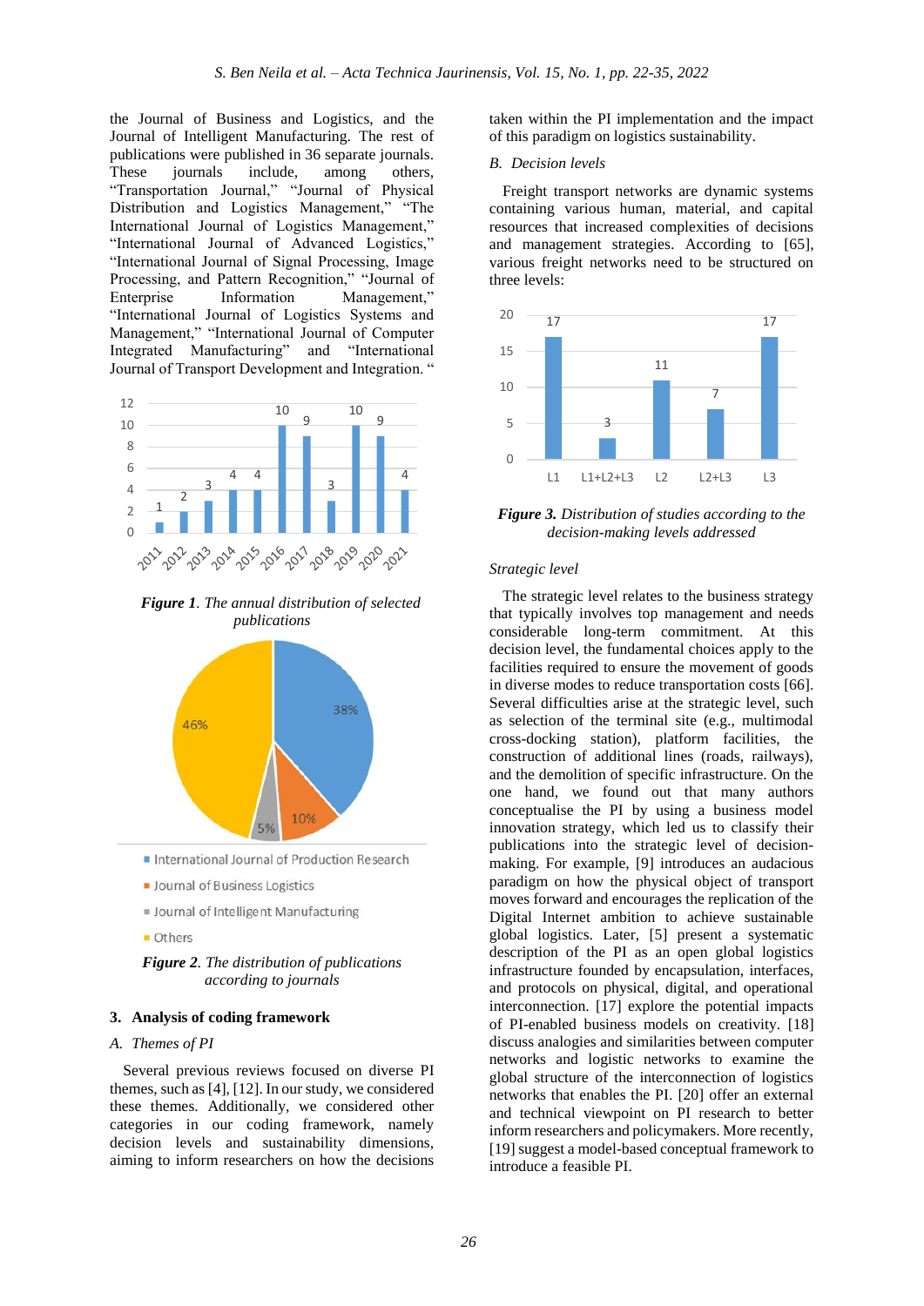the Journal of Business and Logistics, and the Journal of Intelligent Manufacturing. The rest of publications were published in 36 separate journals. These journals include, among others, "Transportation Journal," "Journal of Physical Distribution and Logistics Management," "The International Journal of Logistics Management," "International Journal of Advanced Logistics," "International Journal of Signal Processing, Image Processing, and Pattern Recognition," "Journal of Enterprise Information Management," "International Journal of Logistics Systems and Management," "International Journal of Computer Integrated Manufacturing" and "International Journal of Transport Development and Integration. "

*Figure 1. The annual distribution of selected publications*

*Figure 2. The distribution of publications according to journals*

## 3. Analysis of coding framework

### A. Themes of PI

Several previous reviews focused on diverse PI themes, such as [4], [12]. In our study, we considered these themes. Additionally, we considered other categories in our coding framework, namely decision levels and sustainability dimensions, aiming to inform researchers on how the decisions taken within the PI implementation and the impact of this paradigm on logistics sustainability.

### B. Decision levels

Freight transport networks are dynamic systems containing various human, material, and capital resources that increased complexities of decisions and management strategies. According to [65], various freight networks need to be structured on three levels:

*Figure 3. Distribution of studies according to the decision-making levels addressed*

#### Strategic level

The strategic level relates to the business strategy that typically involves top management and needs considerable long-term commitment. At this decision level, the fundamental choices apply to the facilities required to ensure the movement of goods in diverse modes to reduce transportation costs [66]. Several difficulties arise at the strategic level, such as selection of the terminal site (e.g., multimodal cross-docking station), platform facilities, the construction of additional lines (roads, railways), and the demolition of specific infrastructure. On the one hand, we found out that many authors conceptualise the PI by using a business model innovation strategy, which led us to classify their publications into the strategic level of decision-making. For example, [9] introduces an audacious paradigm on how the physical object of transport moves forward and encourages the replication of the Digital Internet ambition to achieve sustainable global logistics. Later, [5] present a systematic description of the PI as an open global logistics infrastructure founded by encapsulation, interfaces, and protocols on physical, digital, and operational interconnection. [17] explore the potential impacts of PI-enabled business models on creativity. [18] discuss analogies and similarities between computer networks and logistic networks to examine the global structure of the interconnection of logistics networks that enables the PI. [20] offer an external and technical viewpoint on PI research to better inform researchers and policymakers. More recently, [19] suggest a model-based conceptual framework to introduce a feasible PI.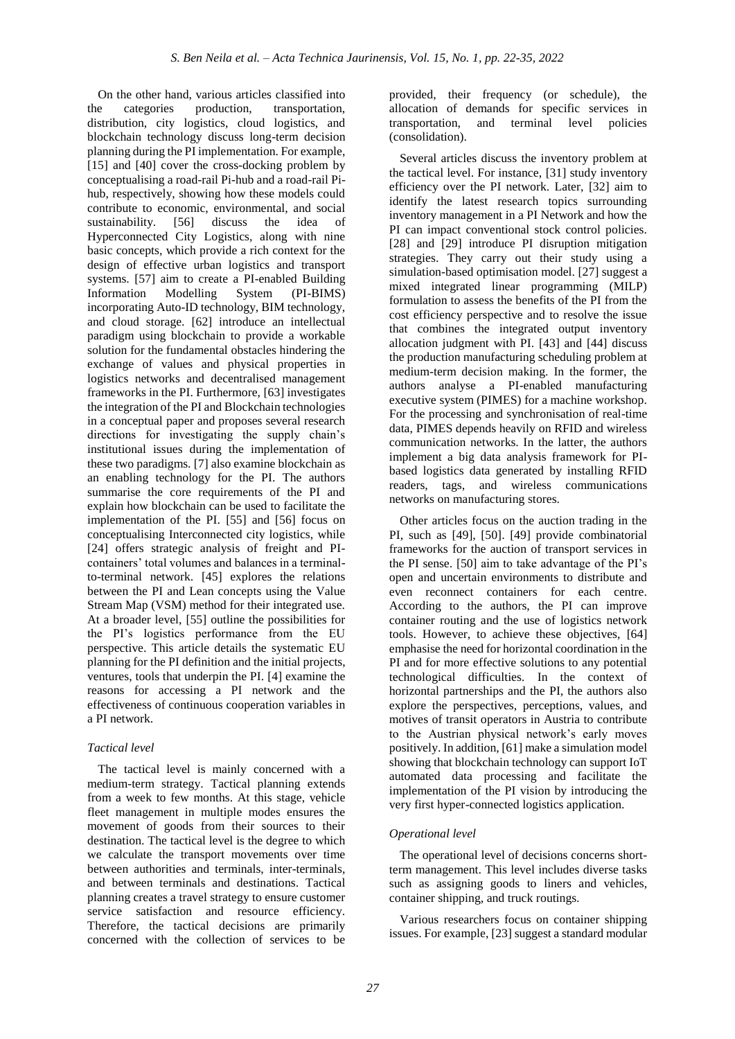On the other hand, various articles classified into the categories production, transportation, distribution, city logistics, cloud logistics, and blockchain technology discuss long-term decision planning during the PI implementation. For example, [15] and [40] cover the cross-docking problem by conceptualising a road-rail Pi-hub and a road-rail Pi-hub, respectively, showing how these models could contribute to economic, environmental, and social sustainability. [56] discuss the idea of Hyperconnected City Logistics, along with nine basic concepts, which provide a rich context for the design of effective urban logistics and transport systems. [57] aim to create a PI-enabled Building Information Modelling System (PI-BIMS) incorporating Auto-ID technology, BIM technology, and cloud storage. [62] introduce an intellectual paradigm using blockchain to provide a workable solution for the fundamental obstacles hindering the exchange of values and physical properties in logistics networks and decentralised management frameworks in the PI. Furthermore, [63] investigates the integration of the PI and Blockchain technologies in a conceptual paper and proposes several research directions for investigating the supply chain's institutional issues during the implementation of these two paradigms. [7] also examine blockchain as an enabling technology for the PI. The authors summarise the core requirements of the PI and explain how blockchain can be used to facilitate the implementation of the PI. [55] and [56] focus on conceptualising Interconnected city logistics, while [24] offers strategic analysis of freight and PI-containers' total volumes and balances in a terminal-to-terminal network. [45] explores the relations between the PI and Lean concepts using the Value Stream Map (VSM) method for their integrated use. At a broader level, [55] outline the possibilities for the PI's logistics performance from the EU perspective. This article details the systematic EU planning for the PI definition and the initial projects, ventures, tools that underpin the PI. [4] examine the reasons for accessing a PI network and the effectiveness of continuous cooperation variables in a PI network.

*Tactical level*

The tactical level is mainly concerned with a medium-term strategy. Tactical planning extends from a week to few months. At this stage, vehicle fleet management in multiple modes ensures the movement of goods from their sources to their destination. The tactical level is the degree to which we calculate the transport movements over time between authorities and terminals, inter-terminals, and between terminals and destinations. Tactical planning creates a travel strategy to ensure customer service satisfaction and resource efficiency. Therefore, the tactical decisions are primarily concerned with the collection of services to be provided, their frequency (or schedule), the allocation of demands for specific services in transportation, and terminal level policies (consolidation).

Several articles discuss the inventory problem at the tactical level. For instance, [31] study inventory efficiency over the PI network. Later, [32] aim to identify the latest research topics surrounding inventory management in a PI Network and how the PI can impact conventional stock control policies. [28] and [29] introduce PI disruption mitigation strategies. They carry out their study using a simulation-based optimisation model. [27] suggest a mixed integrated linear programming (MILP) formulation to assess the benefits of the PI from the cost efficiency perspective and to resolve the issue that combines the integrated output inventory allocation judgment with PI. [43] and [44] discuss the production manufacturing scheduling problem at medium-term decision making. In the former, the authors analyse a PI-enabled manufacturing executive system (PIMES) for a machine workshop. For the processing and synchronisation of real-time data, PIMES depends heavily on RFID and wireless communication networks. In the latter, the authors implement a big data analysis framework for PI-based logistics data generated by installing RFID readers, tags, and wireless communications networks on manufacturing stores.

Other articles focus on the auction trading in the PI, such as [49], [50]. [49] provide combinatorial frameworks for the auction of transport services in the PI sense. [50] aim to take advantage of the PI's open and uncertain environments to distribute and even reconnect containers for each centre. According to the authors, the PI can improve container routing and the use of logistics network tools. However, to achieve these objectives, [64] emphasise the need for horizontal coordination in the PI and for more effective solutions to any potential technological difficulties. In the context of horizontal partnerships and the PI, the authors also explore the perspectives, perceptions, values, and motives of transit operators in Austria to contribute to the Austrian physical network's early moves positively. In addition, [61] make a simulation model showing that blockchain technology can support IoT automated data processing and facilitate the implementation of the PI vision by introducing the very first hyper-connected logistics application.

*Operational level*

The operational level of decisions concerns short-term management. This level includes diverse tasks such as assigning goods to liners and vehicles, container shipping, and truck routings.

Various researchers focus on container shipping issues. For example, [23] suggest a standard modular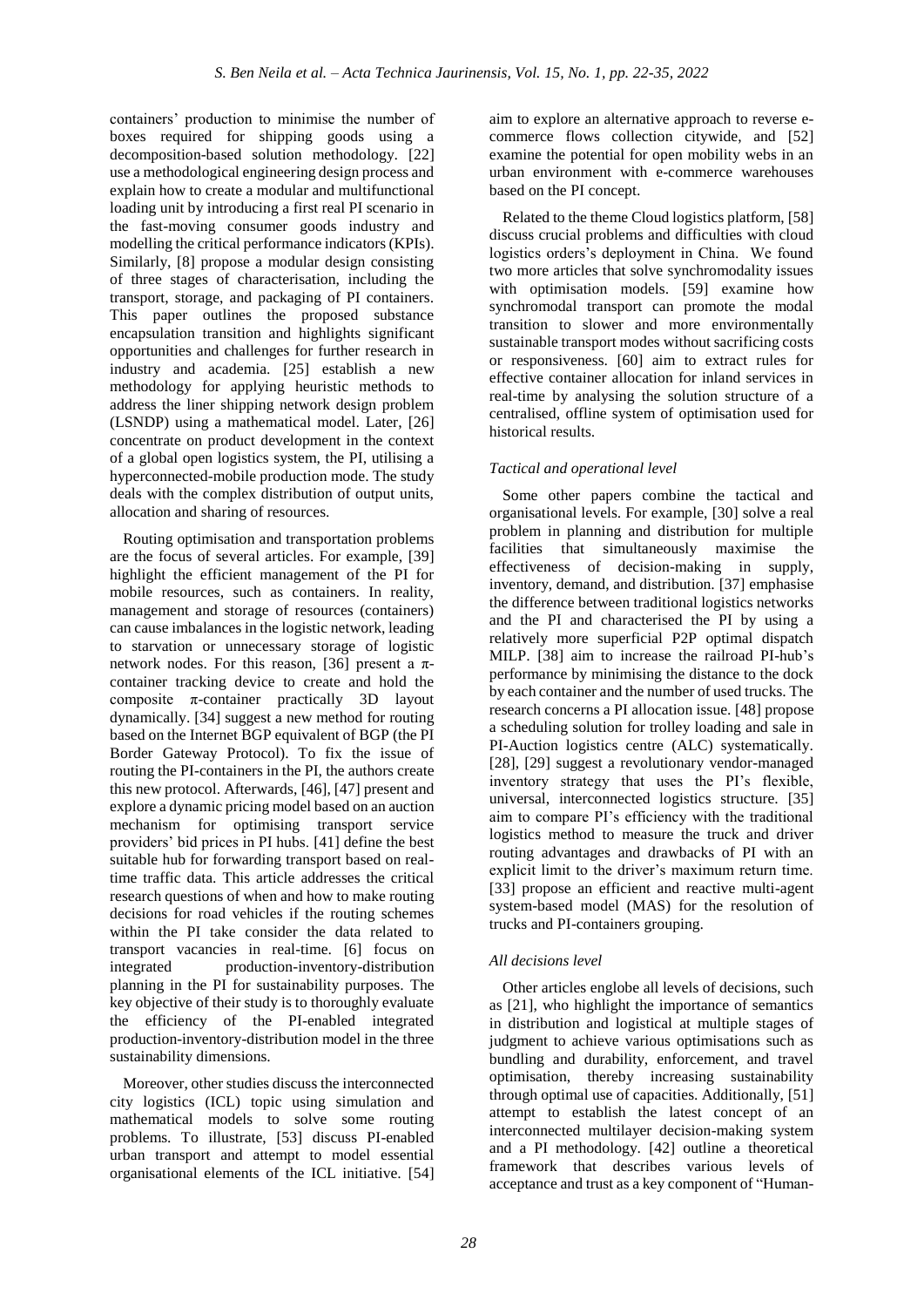containers' production to minimise the number of boxes required for shipping goods using a decomposition-based solution methodology. [22] use a methodological engineering design process and explain how to create a modular and multifunctional loading unit by introducing a first real PI scenario in the fast-moving consumer goods industry and modelling the critical performance indicators (KPIs). Similarly, [8] propose a modular design consisting of three stages of characterisation, including the transport, storage, and packaging of PI containers. This paper outlines the proposed substance encapsulation transition and highlights significant opportunities and challenges for further research in industry and academia. [25] establish a new methodology for applying heuristic methods to address the liner shipping network design problem (LSNDP) using a mathematical model. Later, [26] concentrate on product development in the context of a global open logistics system, the PI, utilising a hyperconnected-mobile production mode. The study deals with the complex distribution of output units, allocation and sharing of resources.

Routing optimisation and transportation problems are the focus of several articles. For example, [39] highlight the efficient management of the PI for mobile resources, such as containers. In reality, management and storage of resources (containers) can cause imbalances in the logistic network, leading to starvation or unnecessary storage of logistic network nodes. For this reason, [36] present a π-container tracking device to create and hold the composite π-container practically 3D layout dynamically. [34] suggest a new method for routing based on the Internet BGP equivalent of BGP (the PI Border Gateway Protocol). To fix the issue of routing the PI-containers in the PI, the authors create this new protocol. Afterwards, [46], [47] present and explore a dynamic pricing model based on an auction mechanism for optimising transport service providers' bid prices in PI hubs. [41] define the best suitable hub for forwarding transport based on real-time traffic data. This article addresses the critical research questions of when and how to make routing decisions for road vehicles if the routing schemes within the PI take consider the data related to transport vacancies in real-time. [6] focus on integrated production-inventory-distribution planning in the PI for sustainability purposes. The key objective of their study is to thoroughly evaluate the efficiency of the PI-enabled integrated production-inventory-distribution model in the three sustainability dimensions.

Moreover, other studies discuss the interconnected city logistics (ICL) topic using simulation and mathematical models to solve some routing problems. To illustrate, [53] discuss PI-enabled urban transport and attempt to model essential organisational elements of the ICL initiative. [54] aim to explore an alternative approach to reverse e-commerce flows collection citywide, and [52] examine the potential for open mobility webs in an urban environment with e-commerce warehouses based on the PI concept.

Related to the theme Cloud logistics platform, [58] discuss crucial problems and difficulties with cloud logistics orders's deployment in China. We found two more articles that solve synchromodality issues with optimisation models. [59] examine how synchromodal transport can promote the modal transition to slower and more environmentally sustainable transport modes without sacrificing costs or responsiveness. [60] aim to extract rules for effective container allocation for inland services in real-time by analysing the solution structure of a centralised, offline system of optimisation used for historical results.

*Tactical and operational level*

Some other papers combine the tactical and organisational levels. For example, [30] solve a real problem in planning and distribution for multiple facilities that simultaneously maximise the effectiveness of decision-making in supply, inventory, demand, and distribution. [37] emphasise the difference between traditional logistics networks and the PI and characterised the PI by using a relatively more superficial P2P optimal dispatch MILP. [38] aim to increase the railroad PI-hub's performance by minimising the distance to the dock by each container and the number of used trucks. The research concerns a PI allocation issue. [48] propose a scheduling solution for trolley loading and sale in PI-Auction logistics centre (ALC) systematically. [28], [29] suggest a revolutionary vendor-managed inventory strategy that uses the PI's flexible, universal, interconnected logistics structure. [35] aim to compare PI's efficiency with the traditional logistics method to measure the truck and driver routing advantages and drawbacks of PI with an explicit limit to the driver's maximum return time. [33] propose an efficient and reactive multi-agent system-based model (MAS) for the resolution of trucks and PI-containers grouping.

*All decisions level*

Other articles englobe all levels of decisions, such as [21], who highlight the importance of semantics in distribution and logistical at multiple stages of judgment to achieve various optimisations such as bundling and durability, enforcement, and travel optimisation, thereby increasing sustainability through optimal use of capacities. Additionally, [51] attempt to establish the latest concept of an interconnected multilayer decision-making system and a PI methodology. [42] outline a theoretical framework that describes various levels of acceptance and trust as a key component of "Human-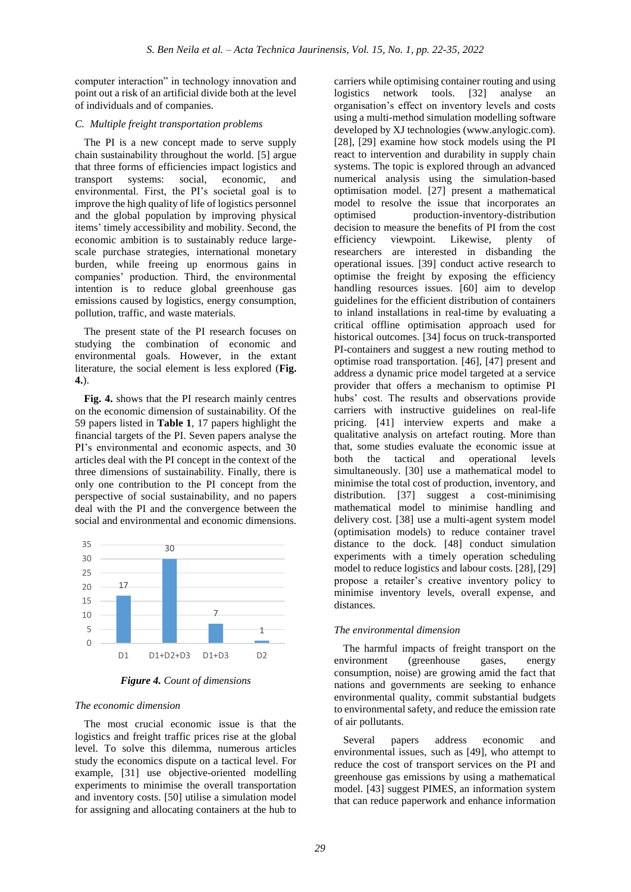computer interaction" in technology innovation and point out a risk of an artificial divide both at the level of individuals and of companies.

### C. Multiple freight transportation problems

The PI is a new concept made to serve supply chain sustainability throughout the world. [5] argue that three forms of efficiencies impact logistics and transport systems: social, economic, and environmental. First, the PI's societal goal is to improve the high quality of life of logistics personnel and the global population by improving physical items' timely accessibility and mobility. Second, the economic ambition is to sustainably reduce large-scale purchase strategies, international monetary burden, while freeing up enormous gains in companies' production. Third, the environmental intention is to reduce global greenhouse gas emissions caused by logistics, energy consumption, pollution, traffic, and waste materials.

The present state of the PI research focuses on studying the combination of economic and environmental goals. However, in the extant literature, the social element is less explored (**Fig. 4.**).

**Fig. 4.** shows that the PI research mainly centres on the economic dimension of sustainability. Of the 59 papers listed in **Table 1**, 17 papers highlight the financial targets of the PI. Seven papers analyse the PI's environmental and economic aspects, and 30 articles deal with the PI concept in the context of the three dimensions of sustainability. Finally, there is only one contribution to the PI concept from the perspective of social sustainability, and no papers deal with the PI and the convergence between the social and environmental and economic dimensions.

| Dimension | Count |
|---|---|
| D1 | 17 |
| D1+D2+D3 | 30 |
| D1+D3 | 7 |
| D2 | 1 |

***Figure 4.*** *Count of dimensions*

*The economic dimension*

The most crucial economic issue is that the logistics and freight traffic prices rise at the global level. To solve this dilemma, numerous articles study the economics dispute on a tactical level. For example, [31] use objective-oriented modelling experiments to minimise the overall transportation and inventory costs. [50] utilise a simulation model for assigning and allocating containers at the hub to carriers while optimising container routing and using logistics network tools. [32] analyse an organisation's effect on inventory levels and costs using a multi-method simulation modelling software developed by XJ technologies (www.anylogic.com). [28], [29] examine how stock models using the PI react to intervention and durability in supply chain systems. The topic is explored through an advanced numerical analysis using the simulation-based optimisation model. [27] present a mathematical model to resolve the issue that incorporates an optimised production-inventory-distribution decision to measure the benefits of PI from the cost efficiency viewpoint. Likewise, plenty of researchers are interested in disbanding the operational issues. [39] conduct active research to optimise the freight by exposing the efficiency handling resources issues. [60] aim to develop guidelines for the efficient distribution of containers to inland installations in real-time by evaluating a critical offline optimisation approach used for historical outcomes. [34] focus on truck-transported PI-containers and suggest a new routing method to optimise road transportation. [46], [47] present and address a dynamic price model targeted at a service provider that offers a mechanism to optimise PI hubs' cost. The results and observations provide carriers with instructive guidelines on real-life pricing. [41] interview experts and make a qualitative analysis on artefact routing. More than that, some studies evaluate the economic issue at both the tactical and operational levels simultaneously. [30] use a mathematical model to minimise the total cost of production, inventory, and distribution. [37] suggest a cost-minimising mathematical model to minimise handling and delivery cost. [38] use a multi-agent system model (optimisation models) to reduce container travel distance to the dock. [48] conduct simulation experiments with a timely operation scheduling model to reduce logistics and labour costs. [28], [29] propose a retailer's creative inventory policy to minimise inventory levels, overall expense, and distances.

*The environmental dimension*

The harmful impacts of freight transport on the environment (greenhouse gases, energy consumption, noise) are growing amid the fact that nations and governments are seeking to enhance environmental quality, commit substantial budgets to environmental safety, and reduce the emission rate of air pollutants.

Several papers address economic and environmental issues, such as [49], who attempt to reduce the cost of transport services on the PI and greenhouse gas emissions by using a mathematical model. [43] suggest PIMES, an information system that can reduce paperwork and enhance information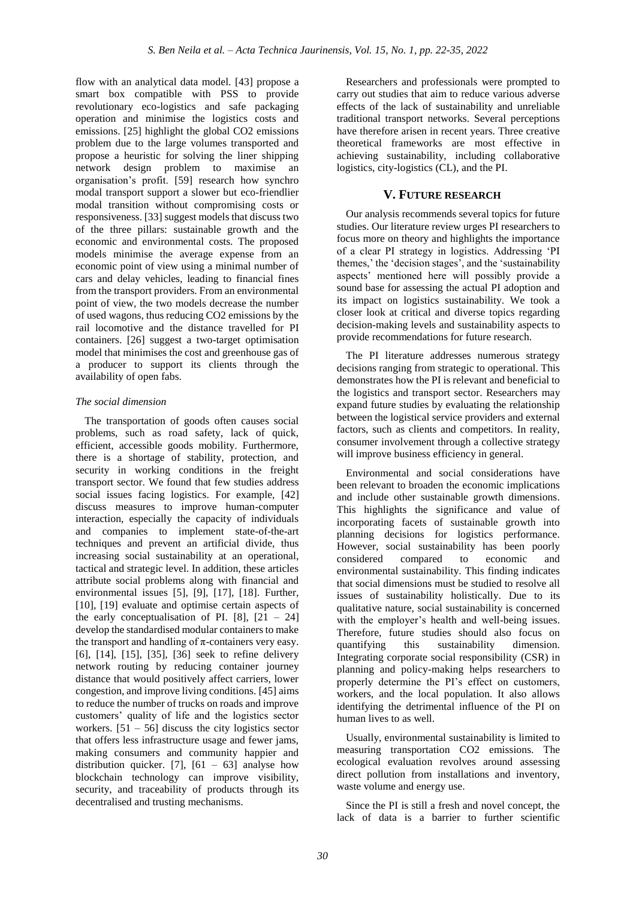flow with an analytical data model. [43] propose a smart box compatible with PSS to provide revolutionary eco-logistics and safe packaging operation and minimise the logistics costs and emissions. [25] highlight the global $CO_2$ emissions problem due to the large volumes transported and propose a heuristic for solving the liner shipping network design problem to maximise an organisation's profit. [59] research how synchro modal transport support a slower but eco-friendlier modal transition without compromising costs or responsiveness. [33] suggest models that discuss two of the three pillars: sustainable growth and the economic and environmental costs. The proposed models minimise the average expense from an economic point of view using a minimal number of cars and delay vehicles, leading to financial fines from the transport providers. From an environmental point of view, the two models decrease the number of used wagons, thus reducing $CO_2$ emissions by the rail locomotive and the distance travelled for PI containers. [26] suggest a two-target optimisation model that minimises the cost and greenhouse gas of a producer to support its clients through the availability of open fabs.

*The social dimension*

The transportation of goods often causes social problems, such as road safety, lack of quick, efficient, accessible goods mobility. Furthermore, there is a shortage of stability, protection, and security in working conditions in the freight transport sector. We found that few studies address social issues facing logistics. For example, [42] discuss measures to improve human-computer interaction, especially the capacity of individuals and companies to implement state-of-the-art techniques and prevent an artificial divide, thus increasing social sustainability at an operational, tactical and strategic level. In addition, these articles attribute social problems along with financial and environmental issues [5], [9], [17], [18]. Further, [10], [19] evaluate and optimise certain aspects of the early conceptualisation of PI. [8], [21 – 24] develop the standardised modular containers to make the transport and handling of π-containers very easy. [6], [14], [15], [35], [36] seek to refine delivery network routing by reducing container journey distance that would positively affect carriers, lower congestion, and improve living conditions. [45] aims to reduce the number of trucks on roads and improve customers' quality of life and the logistics sector workers. [51 – 56] discuss the city logistics sector that offers less infrastructure usage and fewer jams, making consumers and community happier and distribution quicker. [7], [61 – 63] analyse how blockchain technology can improve visibility, security, and traceability of products through its decentralised and trusting mechanisms.

Researchers and professionals were prompted to carry out studies that aim to reduce various adverse effects of the lack of sustainability and unreliable traditional transport networks. Several perceptions have therefore arisen in recent years. Three creative theoretical frameworks are most effective in achieving sustainability, including collaborative logistics, city-logistics (CL), and the PI.

## V. FUTURE RESEARCH

Our analysis recommends several topics for future studies. Our literature review urges PI researchers to focus more on theory and highlights the importance of a clear PI strategy in logistics. Addressing 'PI themes,' the 'decision stages', and the 'sustainability aspects' mentioned here will possibly provide a sound base for assessing the actual PI adoption and its impact on logistics sustainability. We took a closer look at critical and diverse topics regarding decision-making levels and sustainability aspects to provide recommendations for future research.

The PI literature addresses numerous strategy decisions ranging from strategic to operational. This demonstrates how the PI is relevant and beneficial to the logistics and transport sector. Researchers may expand future studies by evaluating the relationship between the logistical service providers and external factors, such as clients and competitors. In reality, consumer involvement through a collective strategy will improve business efficiency in general.

Environmental and social considerations have been relevant to broaden the economic implications and include other sustainable growth dimensions. This highlights the significance and value of incorporating facets of sustainable growth into planning decisions for logistics performance. However, social sustainability has been poorly considered compared to economic and environmental sustainability. This finding indicates that social dimensions must be studied to resolve all issues of sustainability holistically. Due to its qualitative nature, social sustainability is concerned with the employer's health and well-being issues. Therefore, future studies should also focus on quantifying this sustainability dimension. Integrating corporate social responsibility (CSR) in planning and policy-making helps researchers to properly determine the PI's effect on customers, workers, and the local population. It also allows identifying the detrimental influence of the PI on human lives to as well.

Usually, environmental sustainability is limited to measuring transportation $CO_2$ emissions. The ecological evaluation revolves around assessing direct pollution from installations and inventory, waste volume and energy use.

Since the PI is still a fresh and novel concept, the lack of data is a barrier to further scientific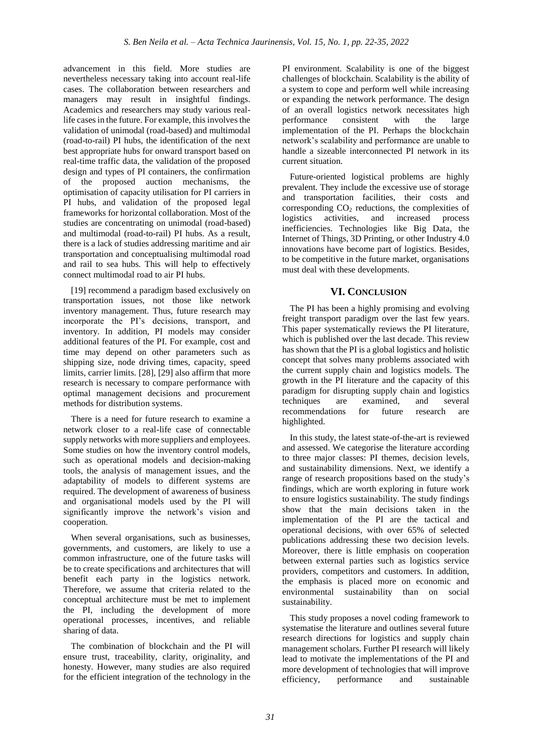advancement in this field. More studies are nevertheless necessary taking into account real-life cases. The collaboration between researchers and managers may result in insightful findings. Academics and researchers may study various real-life cases in the future. For example, this involves the validation of unimodal (road-based) and multimodal (road-to-rail) PI hubs, the identification of the next best appropriate hubs for onward transport based on real-time traffic data, the validation of the proposed design and types of PI containers, the confirmation of the proposed auction mechanisms, the optimisation of capacity utilisation for PI carriers in PI hubs, and validation of the proposed legal frameworks for horizontal collaboration. Most of the studies are concentrating on unimodal (road-based) and multimodal (road-to-rail) PI hubs. As a result, there is a lack of studies addressing maritime and air transportation and conceptualising multimodal road and rail to sea hubs. This will help to effectively connect multimodal road to air PI hubs.

[19] recommend a paradigm based exclusively on transportation issues, not those like network inventory management. Thus, future research may incorporate the PI's decisions, transport, and inventory. In addition, PI models may consider additional features of the PI. For example, cost and time may depend on other parameters such as shipping size, node driving times, capacity, speed limits, carrier limits. [28], [29] also affirm that more research is necessary to compare performance with optimal management decisions and procurement methods for distribution systems.

There is a need for future research to examine a network closer to a real-life case of connectable supply networks with more suppliers and employees. Some studies on how the inventory control models, such as operational models and decision-making tools, the analysis of management issues, and the adaptability of models to different systems are required. The development of awareness of business and organisational models used by the PI will significantly improve the network's vision and cooperation.

When several organisations, such as businesses, governments, and customers, are likely to use a common infrastructure, one of the future tasks will be to create specifications and architectures that will benefit each party in the logistics network. Therefore, we assume that criteria related to the conceptual architecture must be met to implement the PI, including the development of more operational processes, incentives, and reliable sharing of data.

The combination of blockchain and the PI will ensure trust, traceability, clarity, originality, and honesty. However, many studies are also required for the efficient integration of the technology in the PI environment. Scalability is one of the biggest challenges of blockchain. Scalability is the ability of a system to cope and perform well while increasing or expanding the network performance. The design of an overall logistics network necessitates high performance consistent with the large implementation of the PI. Perhaps the blockchain network's scalability and performance are unable to handle a sizeable interconnected PI network in its current situation.

Future-oriented logistical problems are highly prevalent. They include the excessive use of storage and transportation facilities, their costs and corresponding $CO_2$ reductions, the complexities of logistics activities, and increased process inefficiencies. Technologies like Big Data, the Internet of Things, 3D Printing, or other Industry 4.0 innovations have become part of logistics. Besides, to be competitive in the future market, organisations must deal with these developments.

## VI. Conclusion

The PI has been a highly promising and evolving freight transport paradigm over the last few years. This paper systematically reviews the PI literature, which is published over the last decade. This review has shown that the PI is a global logistics and holistic concept that solves many problems associated with the current supply chain and logistics models. The growth in the PI literature and the capacity of this paradigm for disrupting supply chain and logistics techniques are examined, and several recommendations for future research are highlighted.

In this study, the latest state-of-the-art is reviewed and assessed. We categorise the literature according to three major classes: PI themes, decision levels, and sustainability dimensions. Next, we identify a range of research propositions based on the study's findings, which are worth exploring in future work to ensure logistics sustainability. The study findings show that the main decisions taken in the implementation of the PI are the tactical and operational decisions, with over 65% of selected publications addressing these two decision levels. Moreover, there is little emphasis on cooperation between external parties such as logistics service providers, competitors and customers. In addition, the emphasis is placed more on economic and environmental sustainability than on social sustainability.

This study proposes a novel coding framework to systematise the literature and outlines several future research directions for logistics and supply chain management scholars. Further PI research will likely lead to motivate the implementations of the PI and more development of technologies that will improve efficiency, performance and sustainable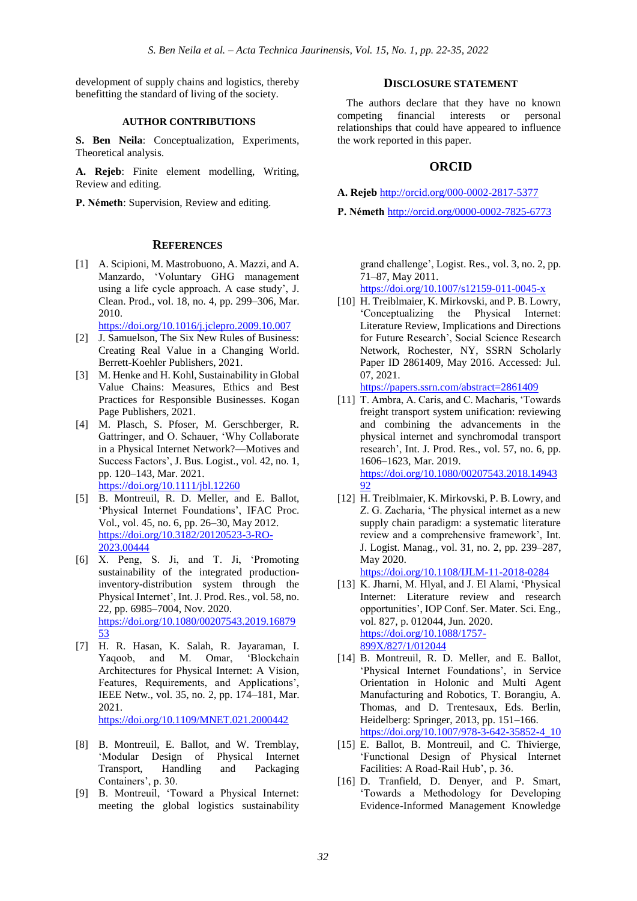development of supply chains and logistics, thereby benefitting the standard of living of the society.

## AUTHOR CONTRIBUTIONS

**S. Ben Neila**: Conceptualization, Experiments, Theoretical analysis.

**A. Rejeb**: Finite element modelling, Writing, Review and editing.

**P. Németh**: Supervision, Review and editing.

## DISCLOSURE STATEMENT

The authors declare that they have no known competing financial interests or personal relationships that could have appeared to influence the work reported in this paper.

## ORCID

**A. Rejeb** http://orcid.org/000-0002-2817-5377

**P. Németh** http://orcid.org/0000-0002-7825-6773

## REFERENCES

[1] A. Scipioni, M. Mastrobuono, A. Mazzi, and A. Manzardo, 'Voluntary GHG management using a life cycle approach. A case study', J. Clean. Prod., vol. 18, no. 4, pp. 299–306, Mar. 2010. https://doi.org/10.1016/j.jclepro.2009.10.007

[2] J. Samuelson, The Six New Rules of Business: Creating Real Value in a Changing World. Berrett-Koehler Publishers, 2021.

[3] M. Henke and H. Kohl, Sustainability in Global Value Chains: Measures, Ethics and Best Practices for Responsible Businesses. Kogan Page Publishers, 2021.

[4] M. Plasch, S. Pfoser, M. Gerschberger, R. Gattringer, and O. Schauer, 'Why Collaborate in a Physical Internet Network?—Motives and Success Factors', J. Bus. Logist., vol. 42, no. 1, pp. 120–143, Mar. 2021. https://doi.org/10.1111/jbl.12260

[5] B. Montreuil, R. D. Meller, and E. Ballot, 'Physical Internet Foundations', IFAC Proc. Vol., vol. 45, no. 6, pp. 26–30, May 2012. https://doi.org/10.3182/20120523-3-RO-2023.00444

[6] X. Peng, S. Ji, and T. Ji, 'Promoting sustainability of the integrated production-inventory-distribution system through the Physical Internet', Int. J. Prod. Res., vol. 58, no. 22, pp. 6985–7004, Nov. 2020. https://doi.org/10.1080/00207543.2019.1687953

[7] H. R. Hasan, K. Salah, R. Jayaraman, I. Yaqoob, and M. Omar, 'Blockchain Architectures for Physical Internet: A Vision, Features, Requirements, and Applications', IEEE Netw., vol. 35, no. 2, pp. 174–181, Mar. 2021. https://doi.org/10.1109/MNET.021.2000442

[8] B. Montreuil, E. Ballot, and W. Tremblay, 'Modular Design of Physical Internet Transport, Handling and Packaging Containers', p. 30.

[9] B. Montreuil, 'Toward a Physical Internet: meeting the global logistics sustainability grand challenge', Logist. Res., vol. 3, no. 2, pp. 71–87, May 2011. https://doi.org/10.1007/s12159-011-0045-x

[10] H. Treiblmaier, K. Mirkovski, and P. B. Lowry, 'Conceptualizing the Physical Internet: Literature Review, Implications and Directions for Future Research', Social Science Research Network, Rochester, NY, SSRN Scholarly Paper ID 2861409, May 2016. Accessed: Jul. 07, 2021. https://papers.ssrn.com/abstract=2861409

[11] T. Ambra, A. Caris, and C. Macharis, 'Towards freight transport system unification: reviewing and combining the advancements in the physical internet and synchromodal transport research', Int. J. Prod. Res., vol. 57, no. 6, pp. 1606–1623, Mar. 2019. https://doi.org/10.1080/00207543.2018.1494392

[12] H. Treiblmaier, K. Mirkovski, P. B. Lowry, and Z. G. Zacharia, 'The physical internet as a new supply chain paradigm: a systematic literature review and a comprehensive framework', Int. J. Logist. Manag., vol. 31, no. 2, pp. 239–287, May 2020. https://doi.org/10.1108/IJLM-11-2018-0284

[13] K. Jharni, M. Hlyal, and J. El Alami, 'Physical Internet: Literature review and research opportunities', IOP Conf. Ser. Mater. Sci. Eng., vol. 827, p. 012044, Jun. 2020. https://doi.org/10.1088/1757-899X/827/1/012044

[14] B. Montreuil, R. D. Meller, and E. Ballot, 'Physical Internet Foundations', in Service Orientation in Holonic and Multi Agent Manufacturing and Robotics, T. Borangiu, A. Thomas, and D. Trentesaux, Eds. Berlin, Heidelberg: Springer, 2013, pp. 151–166. https://doi.org/10.1007/978-3-642-35852-4_10

[15] E. Ballot, B. Montreuil, and C. Thivierge, 'Functional Design of Physical Internet Facilities: A Road-Rail Hub', p. 36.

[16] D. Tranfield, D. Denyer, and P. Smart, 'Towards a Methodology for Developing Evidence-Informed Management Knowledge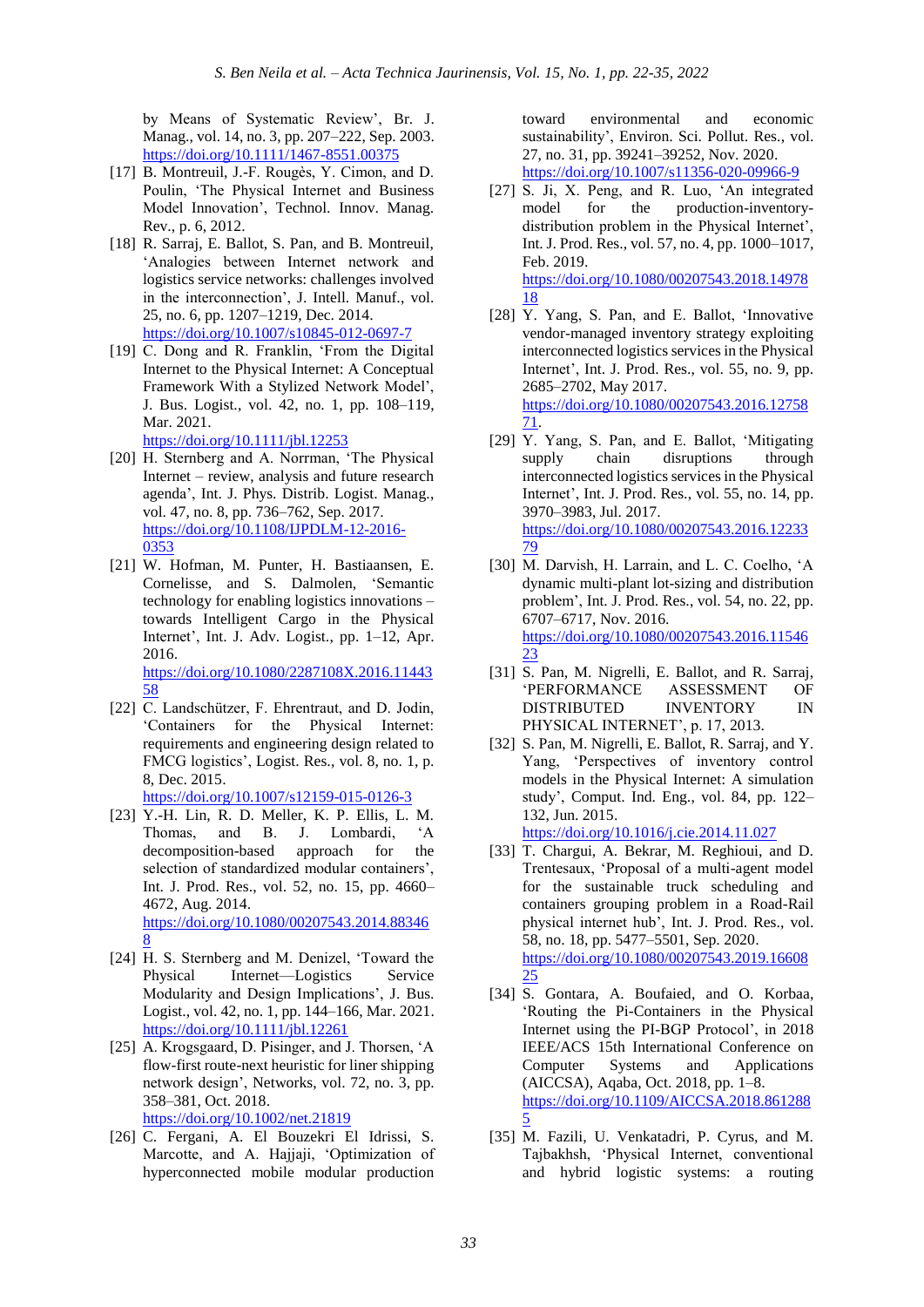by Means of Systematic Review', Br. J. Manag., vol. 14, no. 3, pp. 207–222, Sep. 2003. https://doi.org/10.1111/1467-8551.00375

[17] B. Montreuil, J.-F. Rougès, Y. Cimon, and D. Poulin, 'The Physical Internet and Business Model Innovation', Technol. Innov. Manag. Rev., p. 6, 2012.

[18] R. Sarraj, E. Ballot, S. Pan, and B. Montreuil, 'Analogies between Internet network and logistics service networks: challenges involved in the interconnection', J. Intell. Manuf., vol. 25, no. 6, pp. 1207–1219, Dec. 2014. https://doi.org/10.1007/s10845-012-0697-7

[19] C. Dong and R. Franklin, 'From the Digital Internet to the Physical Internet: A Conceptual Framework With a Stylized Network Model', J. Bus. Logist., vol. 42, no. 1, pp. 108–119, Mar. 2021. https://doi.org/10.1111/jbl.12253

[20] H. Sternberg and A. Norrman, 'The Physical Internet – review, analysis and future research agenda', Int. J. Phys. Distrib. Logist. Manag., vol. 47, no. 8, pp. 736–762, Sep. 2017. https://doi.org/10.1108/IJPDLM-12-2016-0353

[21] W. Hofman, M. Punter, H. Bastiaansen, E. Cornelisse, and S. Dalmolen, 'Semantic technology for enabling logistics innovations – towards Intelligent Cargo in the Physical Internet', Int. J. Adv. Logist., pp. 1–12, Apr. 2016. https://doi.org/10.1080/2287108X.2016.1144358

[22] C. Landschützer, F. Ehrentraut, and D. Jodin, 'Containers for the Physical Internet: requirements and engineering design related to FMCG logistics', Logist. Res., vol. 8, no. 1, p. 8, Dec. 2015. https://doi.org/10.1007/s12159-015-0126-3

[23] Y.-H. Lin, R. D. Meller, K. P. Ellis, L. M. Thomas, and B. J. Lombardi, 'A decomposition-based approach for the selection of standardized modular containers', Int. J. Prod. Res., vol. 52, no. 15, pp. 4660–4672, Aug. 2014. https://doi.org/10.1080/00207543.2014.883468

[24] H. S. Sternberg and M. Denizel, 'Toward the Physical Internet—Logistics Service Modularity and Design Implications', J. Bus. Logist., vol. 42, no. 1, pp. 144–166, Mar. 2021. https://doi.org/10.1111/jbl.12261

[25] A. Krogsgaard, D. Pisinger, and J. Thorsen, 'A flow-first route-next heuristic for liner shipping network design', Networks, vol. 72, no. 3, pp. 358–381, Oct. 2018. https://doi.org/10.1002/net.21819

[26] C. Fergani, A. El Bouzekri El Idrissi, S. Marcotte, and A. Hajjaji, 'Optimization of hyperconnected mobile modular production toward environmental and economic sustainability', Environ. Sci. Pollut. Res., vol. 27, no. 31, pp. 39241–39252, Nov. 2020. https://doi.org/10.1007/s11356-020-09966-9

[27] S. Ji, X. Peng, and R. Luo, 'An integrated model for the production-inventory-distribution problem in the Physical Internet', Int. J. Prod. Res., vol. 57, no. 4, pp. 1000–1017, Feb. 2019. https://doi.org/10.1080/00207543.2018.1497818

[28] Y. Yang, S. Pan, and E. Ballot, 'Innovative vendor-managed inventory strategy exploiting interconnected logistics services in the Physical Internet', Int. J. Prod. Res., vol. 55, no. 9, pp. 2685–2702, May 2017. https://doi.org/10.1080/00207543.2016.1275871.

[29] Y. Yang, S. Pan, and E. Ballot, 'Mitigating supply chain disruptions through interconnected logistics services in the Physical Internet', Int. J. Prod. Res., vol. 55, no. 14, pp. 3970–3983, Jul. 2017. https://doi.org/10.1080/00207543.2016.1223379

[30] M. Darvish, H. Larrain, and L. C. Coelho, 'A dynamic multi-plant lot-sizing and distribution problem', Int. J. Prod. Res., vol. 54, no. 22, pp. 6707–6717, Nov. 2016. https://doi.org/10.1080/00207543.2016.1154623

[31] S. Pan, M. Nigrelli, E. Ballot, and R. Sarraj, 'PERFORMANCE ASSESSMENT OF DISTRIBUTED INVENTORY IN PHYSICAL INTERNET', p. 17, 2013.

[32] S. Pan, M. Nigrelli, E. Ballot, R. Sarraj, and Y. Yang, 'Perspectives of inventory control models in the Physical Internet: A simulation study', Comput. Ind. Eng., vol. 84, pp. 122–132, Jun. 2015. https://doi.org/10.1016/j.cie.2014.11.027

[33] T. Chargui, A. Bekrar, M. Reghioui, and D. Trentesaux, 'Proposal of a multi-agent model for the sustainable truck scheduling and containers grouping problem in a Road-Rail physical internet hub', Int. J. Prod. Res., vol. 58, no. 18, pp. 5477–5501, Sep. 2020. https://doi.org/10.1080/00207543.2019.1660825

[34] S. Gontara, A. Boufaied, and O. Korbaa, 'Routing the Pi-Containers in the Physical Internet using the PI-BGP Protocol', in 2018 IEEE/ACS 15th International Conference on Computer Systems and Applications (AICCSA), Aqaba, Oct. 2018, pp. 1–8. https://doi.org/10.1109/AICCSA.2018.8612885

[35] M. Fazili, U. Venkatadri, P. Cyrus, and M. Tajbakhsh, 'Physical Internet, conventional and hybrid logistic systems: a routing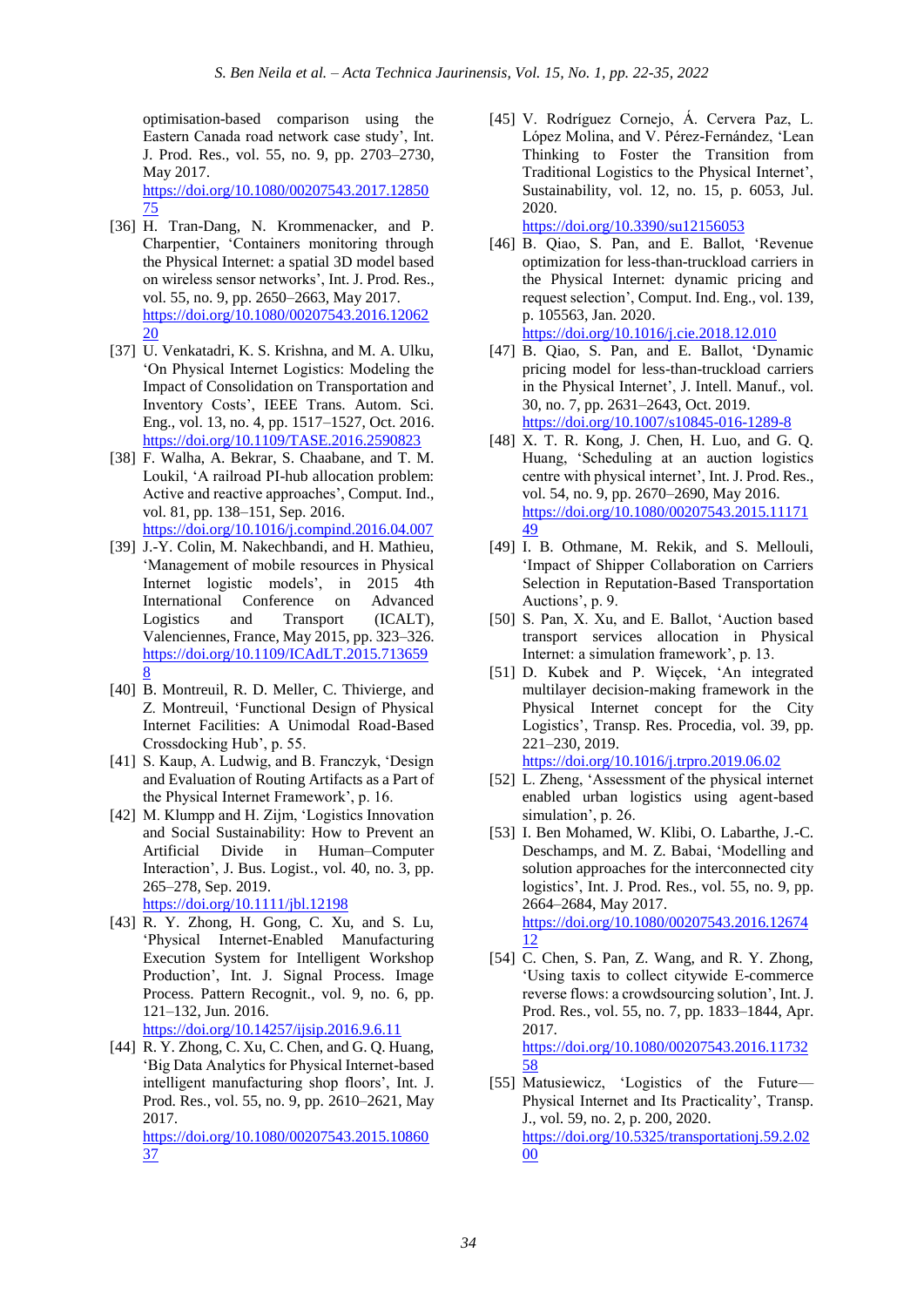optimisation-based comparison using the Eastern Canada road network case study', Int. J. Prod. Res., vol. 55, no. 9, pp. 2703–2730, May 2017. https://doi.org/10.1080/00207543.2017.1285075

[36] H. Tran-Dang, N. Krommenacker, and P. Charpentier, 'Containers monitoring through the Physical Internet: a spatial 3D model based on wireless sensor networks', Int. J. Prod. Res., vol. 55, no. 9, pp. 2650–2663, May 2017. https://doi.org/10.1080/00207543.2016.1206220

[37] U. Venkatadri, K. S. Krishna, and M. A. Ulku, 'On Physical Internet Logistics: Modeling the Impact of Consolidation on Transportation and Inventory Costs', IEEE Trans. Autom. Sci. Eng., vol. 13, no. 4, pp. 1517–1527, Oct. 2016. https://doi.org/10.1109/TASE.2016.2590823

[38] F. Walha, A. Bekrar, S. Chaabane, and T. M. Loukil, 'A railroad PI-hub allocation problem: Active and reactive approaches', Comput. Ind., vol. 81, pp. 138–151, Sep. 2016. https://doi.org/10.1016/j.compind.2016.04.007

[39] J.-Y. Colin, M. Nakechbandi, and H. Mathieu, 'Management of mobile resources in Physical Internet logistic models', in 2015 4th International Conference on Advanced Logistics and Transport (ICALT), Valenciennes, France, May 2015, pp. 323–326. https://doi.org/10.1109/ICAdLT.2015.7136598

[40] B. Montreuil, R. D. Meller, C. Thivierge, and Z. Montreuil, 'Functional Design of Physical Internet Facilities: A Unimodal Road-Based Crossdocking Hub', p. 55.

[41] S. Kaup, A. Ludwig, and B. Franczyk, 'Design and Evaluation of Routing Artifacts as a Part of the Physical Internet Framework', p. 16.

[42] M. Klumpp and H. Zijm, 'Logistics Innovation and Social Sustainability: How to Prevent an Artificial Divide in Human–Computer Interaction', J. Bus. Logist., vol. 40, no. 3, pp. 265–278, Sep. 2019. https://doi.org/10.1111/jbl.12198

[43] R. Y. Zhong, H. Gong, C. Xu, and S. Lu, 'Physical Internet-Enabled Manufacturing Execution System for Intelligent Workshop Production', Int. J. Signal Process. Image Process. Pattern Recognit., vol. 9, no. 6, pp. 121–132, Jun. 2016. https://doi.org/10.14257/ijsip.2016.9.6.11

[44] R. Y. Zhong, C. Xu, C. Chen, and G. Q. Huang, 'Big Data Analytics for Physical Internet-based intelligent manufacturing shop floors', Int. J. Prod. Res., vol. 55, no. 9, pp. 2610–2621, May 2017. https://doi.org/10.1080/00207543.2015.1086037

[45] V. Rodríguez Cornejo, Á. Cervera Paz, L. López Molina, and V. Pérez-Fernández, 'Lean Thinking to Foster the Transition from Traditional Logistics to the Physical Internet', Sustainability, vol. 12, no. 15, p. 6053, Jul. 2020. https://doi.org/10.3390/su12156053

[46] B. Qiao, S. Pan, and E. Ballot, 'Revenue optimization for less-than-truckload carriers in the Physical Internet: dynamic pricing and request selection', Comput. Ind. Eng., vol. 139, p. 105563, Jan. 2020. https://doi.org/10.1016/j.cie.2018.12.010

[47] B. Qiao, S. Pan, and E. Ballot, 'Dynamic pricing model for less-than-truckload carriers in the Physical Internet', J. Intell. Manuf., vol. 30, no. 7, pp. 2631–2643, Oct. 2019. https://doi.org/10.1007/s10845-016-1289-8

[48] X. T. R. Kong, J. Chen, H. Luo, and G. Q. Huang, 'Scheduling at an auction logistics centre with physical internet', Int. J. Prod. Res., vol. 54, no. 9, pp. 2670–2690, May 2016. https://doi.org/10.1080/00207543.2015.1117149

[49] I. B. Othmane, M. Rekik, and S. Mellouli, 'Impact of Shipper Collaboration on Carriers Selection in Reputation-Based Transportation Auctions', p. 9.

[50] S. Pan, X. Xu, and E. Ballot, 'Auction based transport services allocation in Physical Internet: a simulation framework', p. 13.

[51] D. Kubek and P. Więcek, 'An integrated multilayer decision-making framework in the Physical Internet concept for the City Logistics', Transp. Res. Procedia, vol. 39, pp. 221–230, 2019. https://doi.org/10.1016/j.trpro.2019.06.02

[52] L. Zheng, 'Assessment of the physical internet enabled urban logistics using agent-based simulation', p. 26.

[53] I. Ben Mohamed, W. Klibi, O. Labarthe, J.-C. Deschamps, and M. Z. Babai, 'Modelling and solution approaches for the interconnected city logistics', Int. J. Prod. Res., vol. 55, no. 9, pp. 2664–2684, May 2017. https://doi.org/10.1080/00207543.2016.1267412

[54] C. Chen, S. Pan, Z. Wang, and R. Y. Zhong, 'Using taxis to collect citywide E-commerce reverse flows: a crowdsourcing solution', Int. J. Prod. Res., vol. 55, no. 7, pp. 1833–1844, Apr. 2017. https://doi.org/10.1080/00207543.2016.1173258

[55] Matusiewicz, 'Logistics of the Future—Physical Internet and Its Practicality', Transp. J., vol. 59, no. 2, p. 200, 2020. https://doi.org/10.5325/transportationj.59.2.0200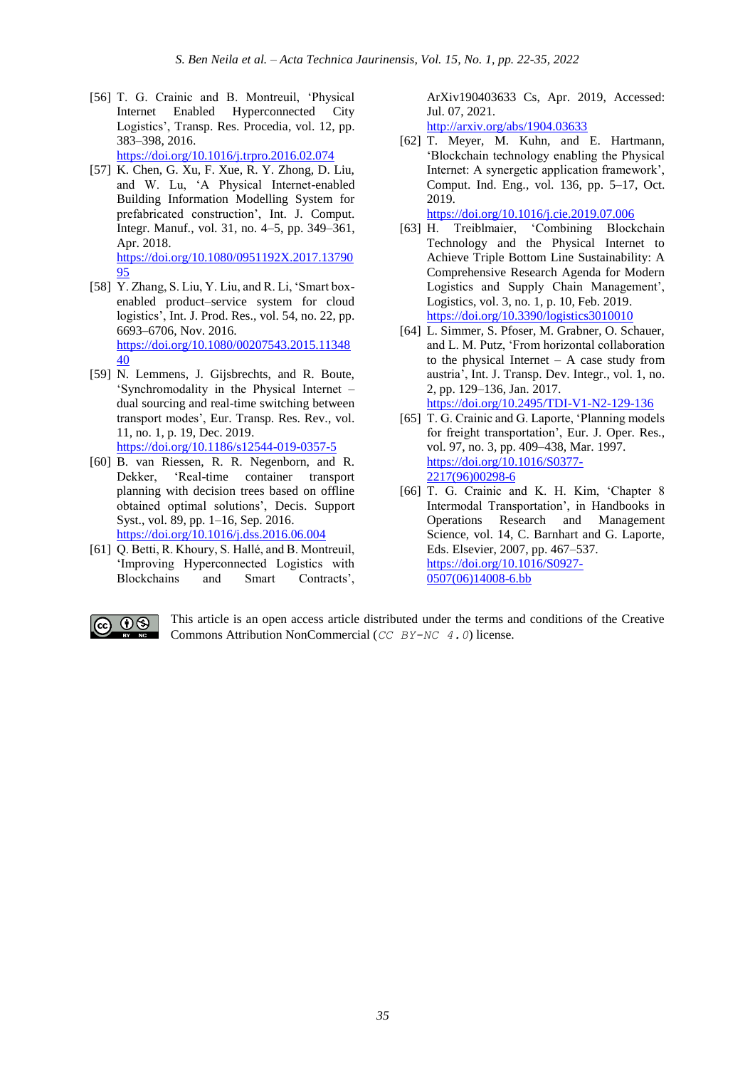[56] T. G. Crainic and B. Montreuil, 'Physical Internet Enabled Hyperconnected City Logistics', Transp. Res. Procedia, vol. 12, pp. 383–398, 2016. https://doi.org/10.1016/j.trpro.2016.02.074

[57] K. Chen, G. Xu, F. Xue, R. Y. Zhong, D. Liu, and W. Lu, 'A Physical Internet-enabled Building Information Modelling System for prefabricated construction', Int. J. Comput. Integr. Manuf., vol. 31, no. 4–5, pp. 349–361, Apr. 2018. https://doi.org/10.1080/0951192X.2017.1379095

[58] Y. Zhang, S. Liu, Y. Liu, and R. Li, 'Smart box-enabled product–service system for cloud logistics', Int. J. Prod. Res., vol. 54, no. 22, pp. 6693–6706, Nov. 2016. https://doi.org/10.1080/00207543.2015.1134840

[59] N. Lemmens, J. Gijsbrechts, and R. Boute, 'Synchromodality in the Physical Internet – dual sourcing and real-time switching between transport modes', Eur. Transp. Res. Rev., vol. 11, no. 1, p. 19, Dec. 2019. https://doi.org/10.1186/s12544-019-0357-5

[60] B. van Riessen, R. R. Negenborn, and R. Dekker, 'Real-time container transport planning with decision trees based on offline obtained optimal solutions', Decis. Support Syst., vol. 89, pp. 1–16, Sep. 2016. https://doi.org/10.1016/j.dss.2016.06.004

[61] Q. Betti, R. Khoury, S. Hallé, and B. Montreuil, 'Improving Hyperconnected Logistics with Blockchains and Smart Contracts', ArXiv190403633 Cs, Apr. 2019, Accessed: Jul. 07, 2021. http://arxiv.org/abs/1904.03633

[62] T. Meyer, M. Kuhn, and E. Hartmann, 'Blockchain technology enabling the Physical Internet: A synergetic application framework', Comput. Ind. Eng., vol. 136, pp. 5–17, Oct. 2019. https://doi.org/10.1016/j.cie.2019.07.006

[63] H. Treiblmaier, 'Combining Blockchain Technology and the Physical Internet to Achieve Triple Bottom Line Sustainability: A Comprehensive Research Agenda for Modern Logistics and Supply Chain Management', Logistics, vol. 3, no. 1, p. 10, Feb. 2019. https://doi.org/10.3390/logistics3010010

[64] L. Simmer, S. Pfoser, M. Grabner, O. Schauer, and L. M. Putz, 'From horizontal collaboration to the physical Internet – A case study from austria', Int. J. Transp. Dev. Integr., vol. 1, no. 2, pp. 129–136, Jan. 2017. https://doi.org/10.2495/TDI-V1-N2-129-136

[65] T. G. Crainic and G. Laporte, 'Planning models for freight transportation', Eur. J. Oper. Res., vol. 97, no. 3, pp. 409–438, Mar. 1997. https://doi.org/10.1016/S0377-2217(96)00298-6

[66] T. G. Crainic and K. H. Kim, 'Chapter 8 Intermodal Transportation', in Handbooks in Operations Research and Management Science, vol. 14, C. Barnhart and G. Laporte, Eds. Elsevier, 2007, pp. 467–537. https://doi.org/10.1016/S0927-0507(06)14008-6.bb

This article is an open access article distributed under the terms and conditions of the Creative Commons Attribution NonCommercial (CC BY-NC 4.0) license.